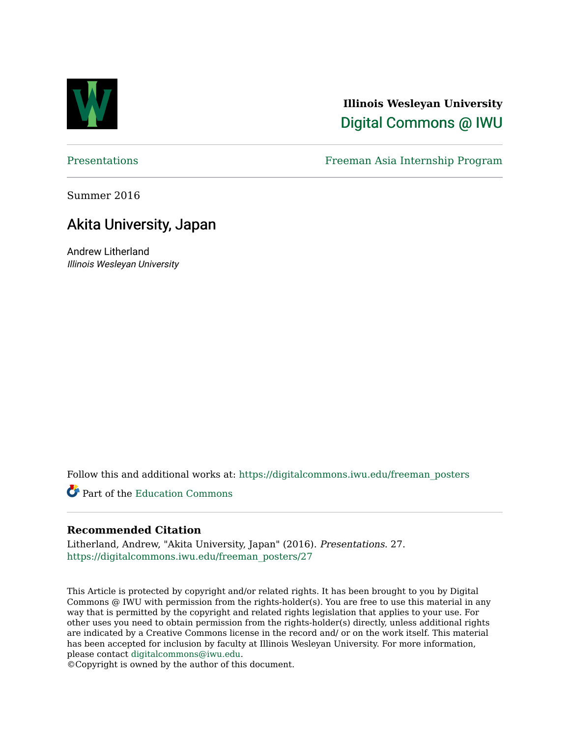**Illinois Wesleyan University**

**Digital Commons @ IWU**

Presentations | Freeman Asia Internship Program

Summer 2016

# Akita University, Japan

Andrew Litherland
*Illinois Wesleyan University*

Follow this and additional works at: https://digitalcommons.iwu.edu/freeman_posters

Part of the Education Commons

## Recommended Citation

Litherland, Andrew, "Akita University, Japan" (2016). *Presentations*. 27.
https://digitalcommons.iwu.edu/freeman_posters/27

This Article is protected by copyright and/or related rights. It has been brought to you by Digital Commons @ IWU with permission from the rights-holder(s). You are free to use this material in any way that is permitted by the copyright and related rights legislation that applies to your use. For other uses you need to obtain permission from the rights-holder(s) directly, unless additional rights are indicated by a Creative Commons license in the record and/ or on the work itself. This material has been accepted for inclusion by faculty at Illinois Wesleyan University. For more information, please contact digitalcommons@iwu.edu.
©Copyright is owned by the author of this document.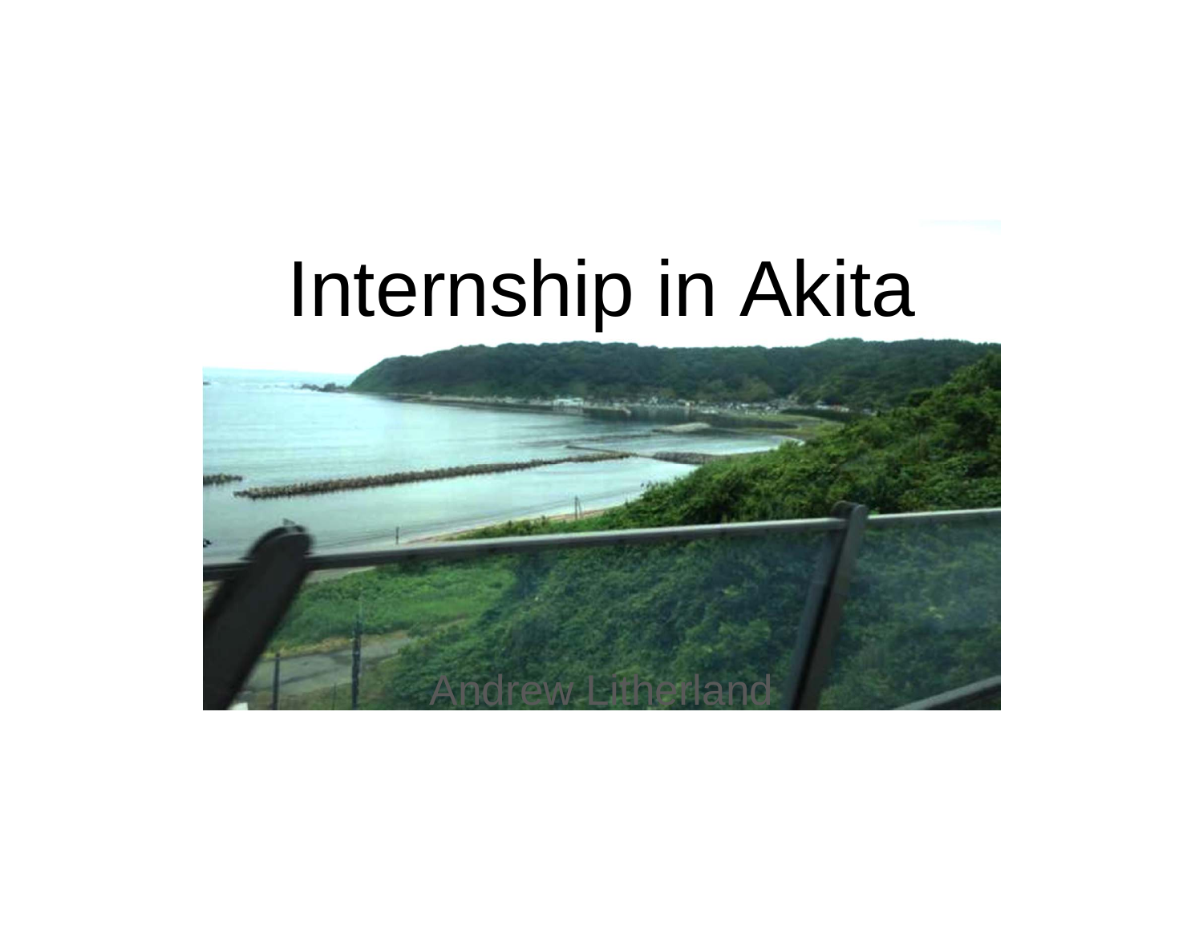# Internship in Akita

Andrew Litherland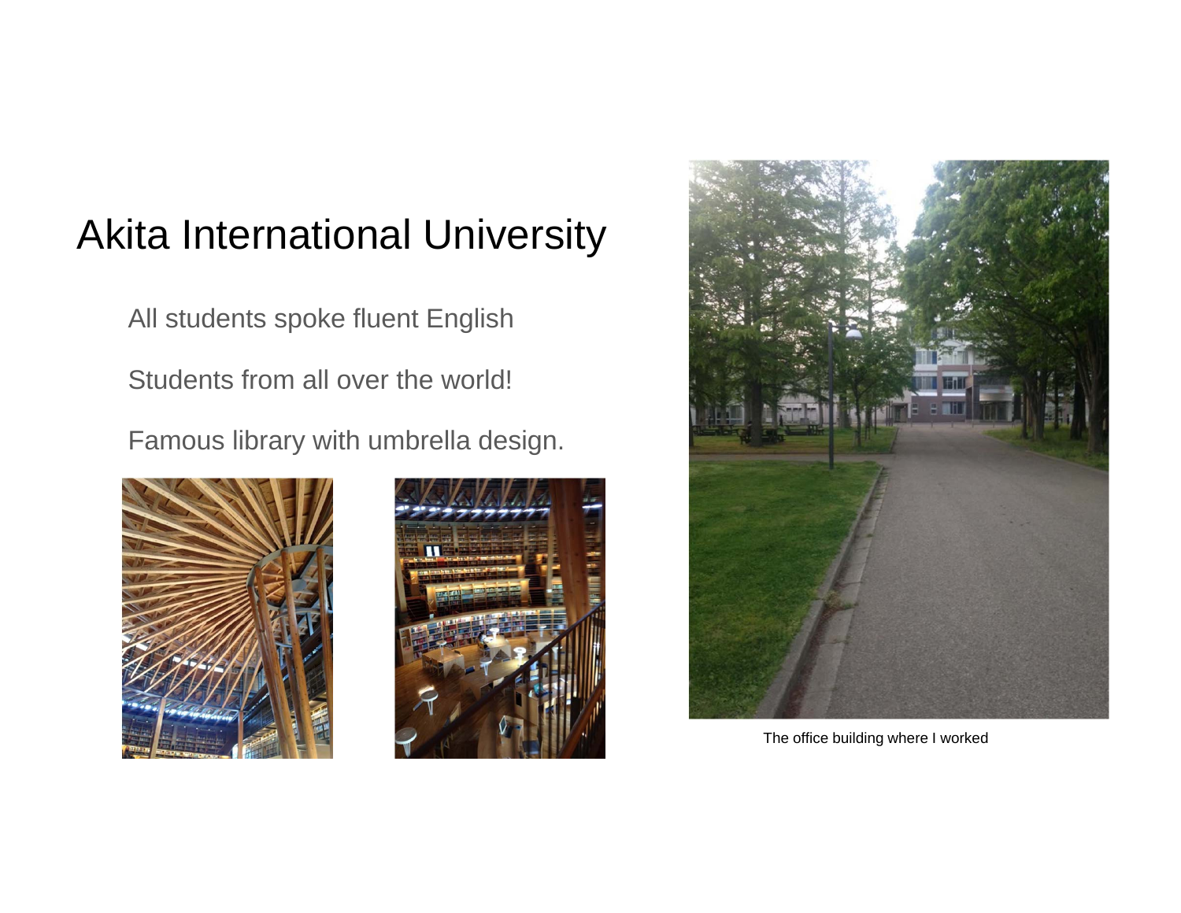# Akita International University

All students spoke fluent English

Students from all over the world!

Famous library with umbrella design.

The office building where I worked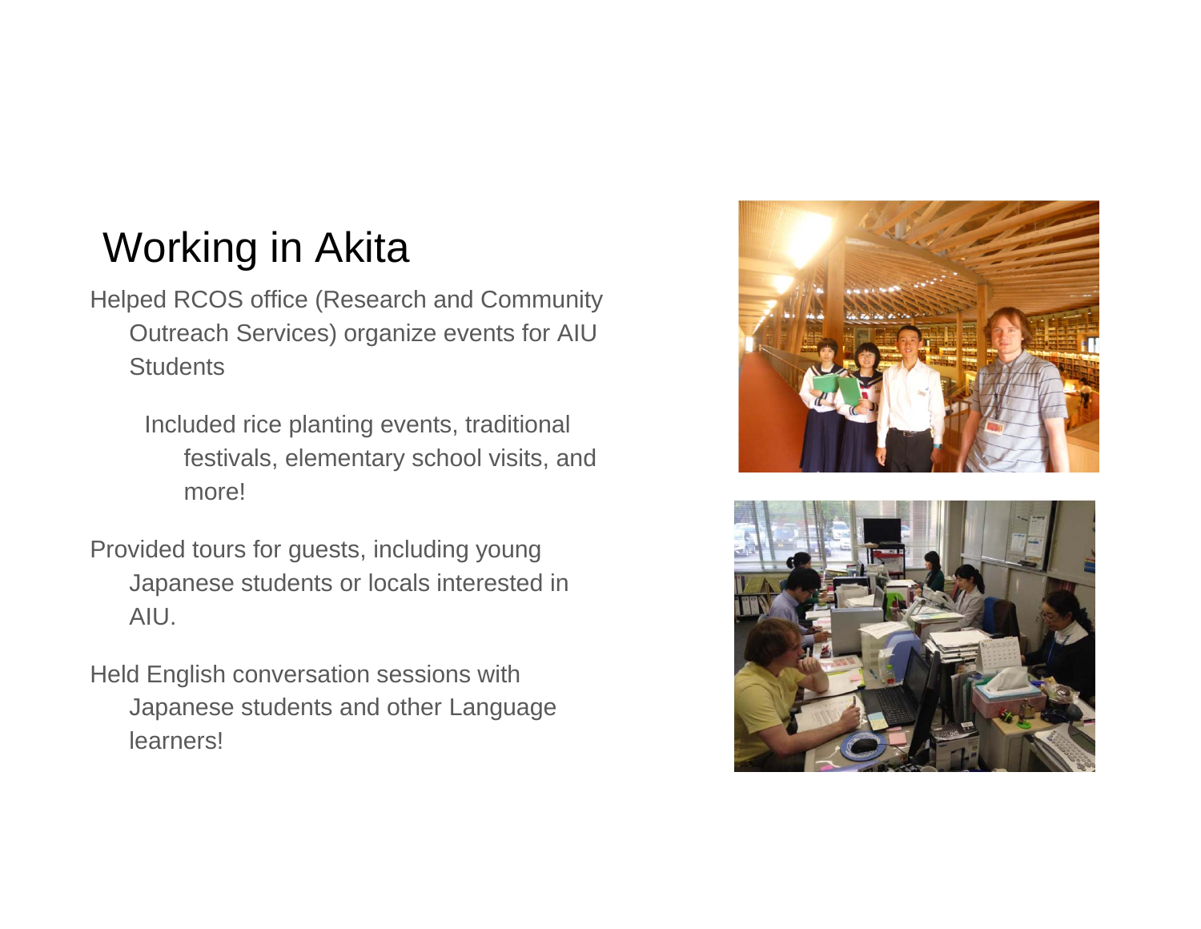# Working in Akita

- Helped RCOS office (Research and Community Outreach Services) organize events for AIU Students
  - Included rice planting events, traditional festivals, elementary school visits, and more!
- Provided tours for guests, including young Japanese students or locals interested in AIU.
- Held English conversation sessions with Japanese students and other Language learners!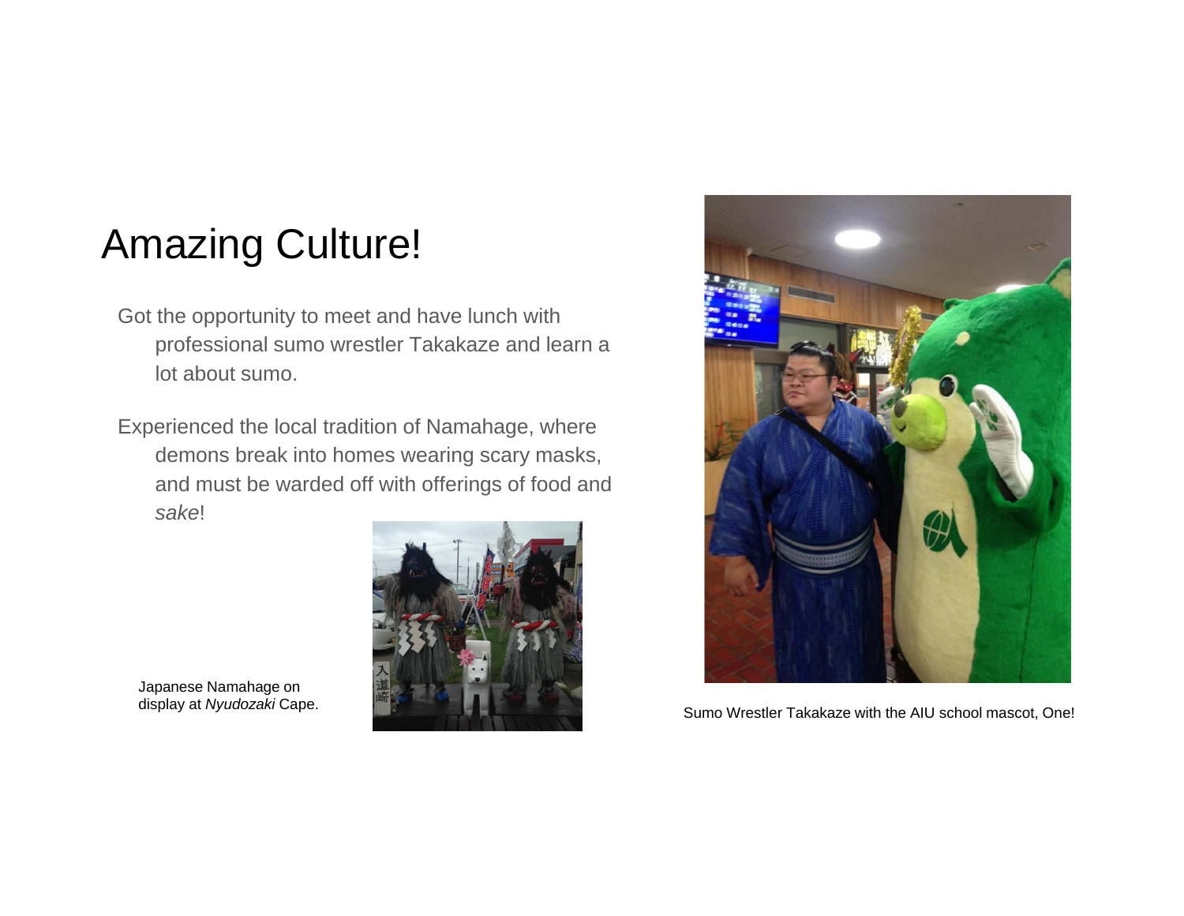# Amazing Culture!

Got the opportunity to meet and have lunch with professional sumo wrestler Takakaze and learn a lot about sumo.

Experienced the local tradition of Namahage, where demons break into homes wearing scary masks, and must be warded off with offerings of food and *sake*!

Japanese Namahage on display at *Nyudozaki* Cape.

Sumo Wrestler Takakaze with the AIU school mascot, One!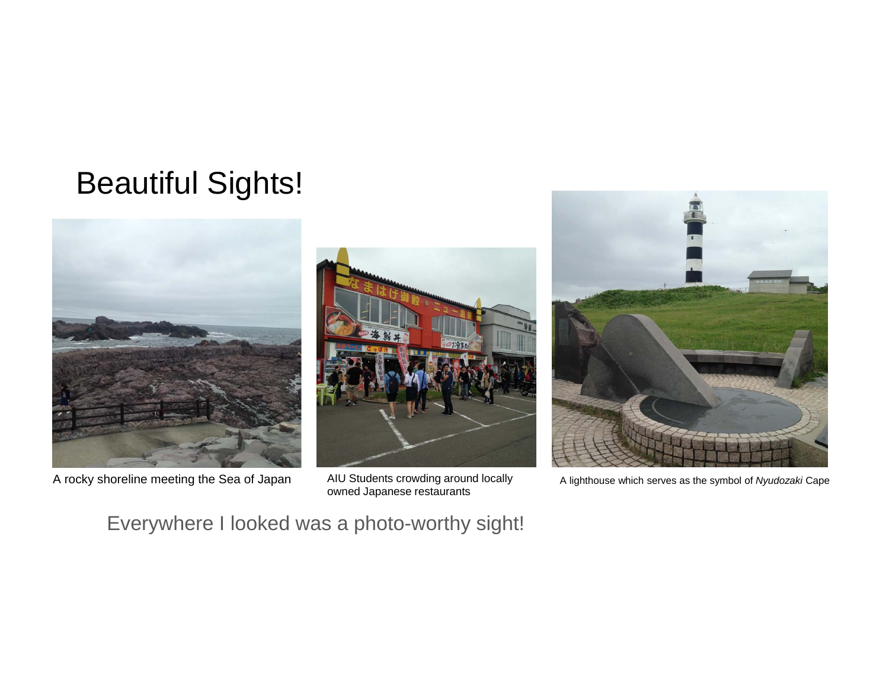# Beautiful Sights!

A rocky shoreline meeting the Sea of Japan

AIU Students crowding around locally owned Japanese restaurants

A lighthouse which serves as the symbol of *Nyudozaki* Cape

Everywhere I looked was a photo-worthy sight!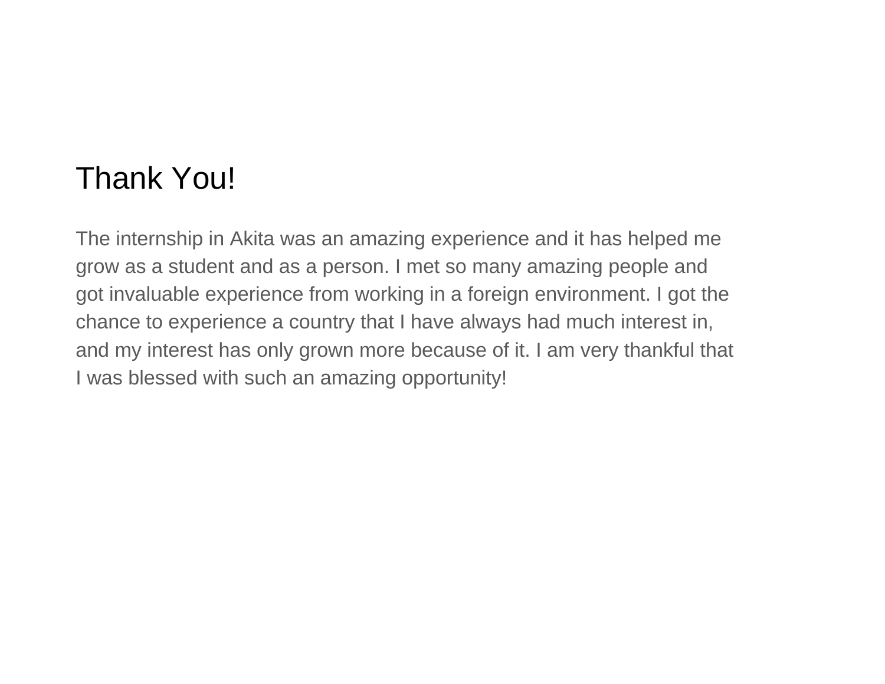# Thank You!

The internship in Akita was an amazing experience and it has helped me grow as a student and as a person. I met so many amazing people and got invaluable experience from working in a foreign environment. I got the chance to experience a country that I have always had much interest in, and my interest has only grown more because of it. I am very thankful that I was blessed with such an amazing opportunity!